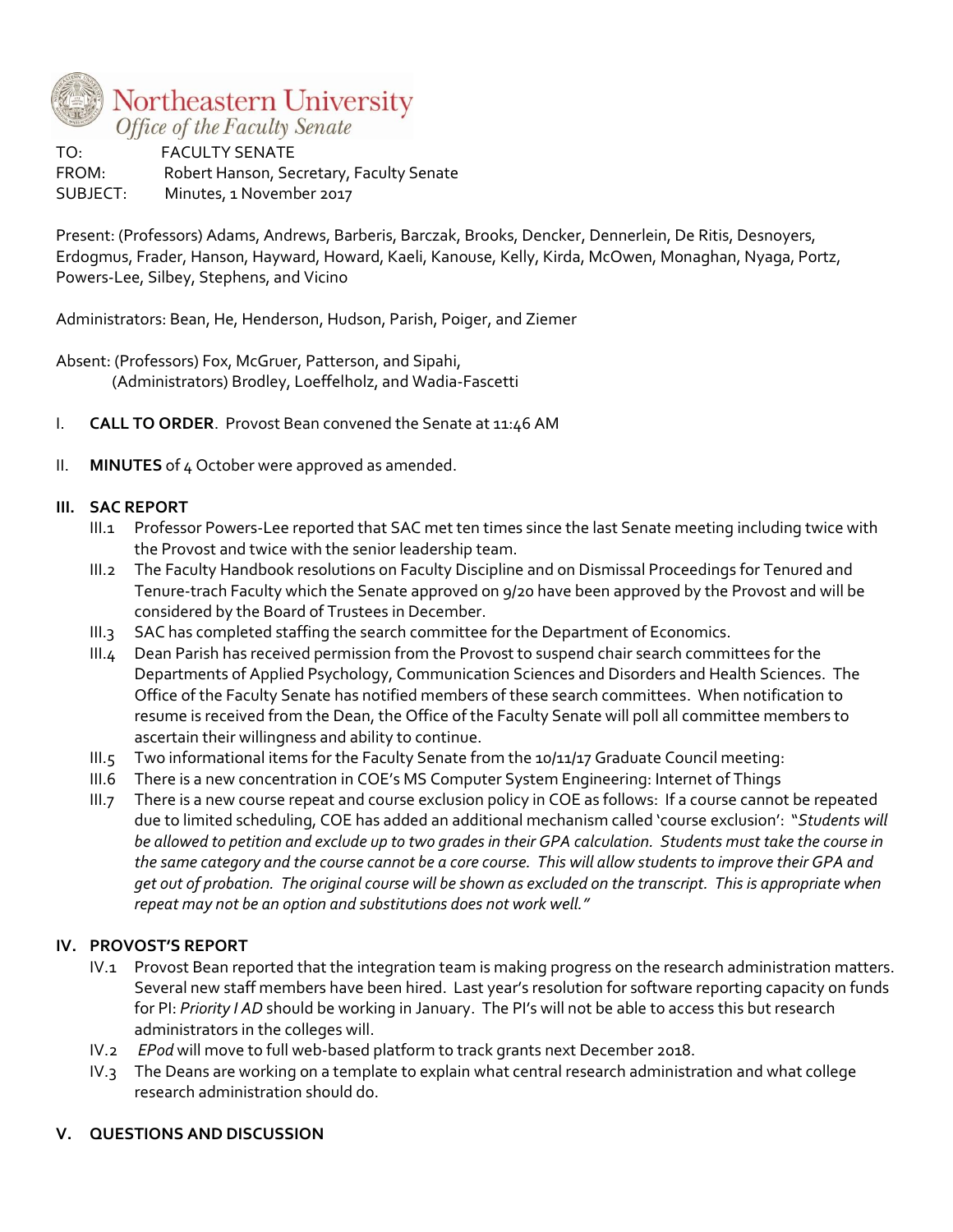**Northeastern University**
*Office of the Faculty Senate*

TO: FACULTY SENATE
FROM: Robert Hanson, Secretary, Faculty Senate
SUBJECT: Minutes, 1 November 2017

Present: (Professors) Adams, Andrews, Barberis, Barczak, Brooks, Dencker, Dennerlein, De Ritis, Desnoyers, Erdogmus, Frader, Hanson, Hayward, Howard, Kaeli, Kanouse, Kelly, Kirda, McOwen, Monaghan, Nyaga, Portz, Powers-Lee, Silbey, Stephens, and Vicino

Administrators: Bean, He, Henderson, Hudson, Parish, Poiger, and Ziemer

Absent: (Professors) Fox, McGruer, Patterson, and Sipahi,
(Administrators) Brodley, Loeffelholz, and Wadia-Fascetti

I. **CALL TO ORDER**. Provost Bean convened the Senate at 11:46 AM

II. **MINUTES** of 4 October were approved as amended.

## III. SAC REPORT

III.1 Professor Powers-Lee reported that SAC met ten times since the last Senate meeting including twice with the Provost and twice with the senior leadership team.

III.2 The Faculty Handbook resolutions on Faculty Discipline and on Dismissal Proceedings for Tenured and Tenure-trach Faculty which the Senate approved on 9/20 have been approved by the Provost and will be considered by the Board of Trustees in December.

III.3 SAC has completed staffing the search committee for the Department of Economics.

III.4 Dean Parish has received permission from the Provost to suspend chair search committees for the Departments of Applied Psychology, Communication Sciences and Disorders and Health Sciences. The Office of the Faculty Senate has notified members of these search committees. When notification to resume is received from the Dean, the Office of the Faculty Senate will poll all committee members to ascertain their willingness and ability to continue.

III.5 Two informational items for the Faculty Senate from the 10/11/17 Graduate Council meeting:

III.6 There is a new concentration in COE's MS Computer System Engineering: Internet of Things

III.7 There is a new course repeat and course exclusion policy in COE as follows: If a course cannot be repeated due to limited scheduling, COE has added an additional mechanism called 'course exclusion': *"Students will be allowed to petition and exclude up to two grades in their GPA calculation. Students must take the course in the same category and the course cannot be a core course. This will allow students to improve their GPA and get out of probation. The original course will be shown as excluded on the transcript. This is appropriate when repeat may not be an option and substitutions does not work well."*

## IV. PROVOST'S REPORT

IV.1 Provost Bean reported that the integration team is making progress on the research administration matters. Several new staff members have been hired. Last year's resolution for software reporting capacity on funds for PI: *Priority I AD* should be working in January. The PI's will not be able to access this but research administrators in the colleges will.

IV.2 *EPod* will move to full web-based platform to track grants next December 2018.

IV.3 The Deans are working on a template to explain what central research administration and what college research administration should do.

## V. QUESTIONS AND DISCUSSION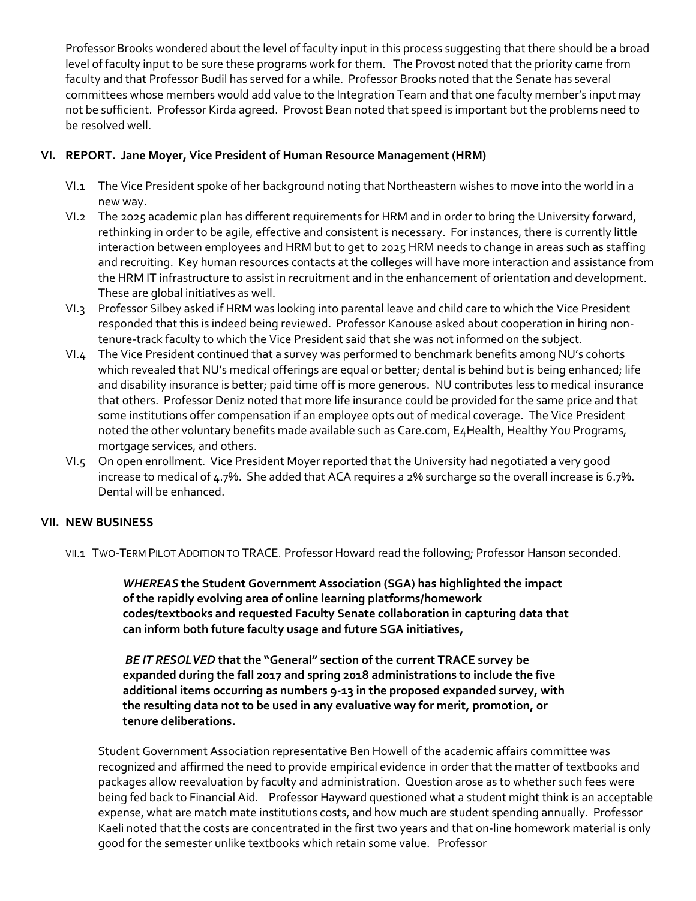Professor Brooks wondered about the level of faculty input in this process suggesting that there should be a broad level of faculty input to be sure these programs work for them. The Provost noted that the priority came from faculty and that Professor Budil has served for a while. Professor Brooks noted that the Senate has several committees whose members would add value to the Integration Team and that one faculty member's input may not be sufficient. Professor Kirda agreed. Provost Bean noted that speed is important but the problems need to be resolved well.

## VI. REPORT. Jane Moyer, Vice President of Human Resource Management (HRM)

VI.1 The Vice President spoke of her background noting that Northeastern wishes to move into the world in a new way.

VI.2 The 2025 academic plan has different requirements for HRM and in order to bring the University forward, rethinking in order to be agile, effective and consistent is necessary. For instances, there is currently little interaction between employees and HRM but to get to 2025 HRM needs to change in areas such as staffing and recruiting. Key human resources contacts at the colleges will have more interaction and assistance from the HRM IT infrastructure to assist in recruitment and in the enhancement of orientation and development. These are global initiatives as well.

VI.3 Professor Silbey asked if HRM was looking into parental leave and child care to which the Vice President responded that this is indeed being reviewed. Professor Kanouse asked about cooperation in hiring non-tenure-track faculty to which the Vice President said that she was not informed on the subject.

VI.4 The Vice President continued that a survey was performed to benchmark benefits among NU's cohorts which revealed that NU's medical offerings are equal or better; dental is behind but is being enhanced; life and disability insurance is better; paid time off is more generous. NU contributes less to medical insurance that others. Professor Deniz noted that more life insurance could be provided for the same price and that some institutions offer compensation if an employee opts out of medical coverage. The Vice President noted the other voluntary benefits made available such as Care.com, E4Health, Healthy You Programs, mortgage services, and others.

VI.5 On open enrollment. Vice President Moyer reported that the University had negotiated a very good increase to medical of 4.7%. She added that ACA requires a 2% surcharge so the overall increase is 6.7%. Dental will be enhanced.

## VII. NEW BUSINESS

VII.1 TWO-TERM PILOT ADDITION TO TRACE. Professor Howard read the following; Professor Hanson seconded.

> ***WHEREAS*** **the Student Government Association (SGA) has highlighted the impact of the rapidly evolving area of online learning platforms/homework codes/textbooks and requested Faculty Senate collaboration in capturing data that can inform both future faculty usage and future SGA initiatives,**
>
> ***BE IT RESOLVED*** **that the "General" section of the current TRACE survey be expanded during the fall 2017 and spring 2018 administrations to include the five additional items occurring as numbers 9-13 in the proposed expanded survey, with the resulting data not to be used in any evaluative way for merit, promotion, or tenure deliberations.**

Student Government Association representative Ben Howell of the academic affairs committee was recognized and affirmed the need to provide empirical evidence in order that the matter of textbooks and packages allow reevaluation by faculty and administration. Question arose as to whether such fees were being fed back to Financial Aid. Professor Hayward questioned what a student might think is an acceptable expense, what are match mate institutions costs, and how much are student spending annually. Professor Kaeli noted that the costs are concentrated in the first two years and that on-line homework material is only good for the semester unlike textbooks which retain some value. Professor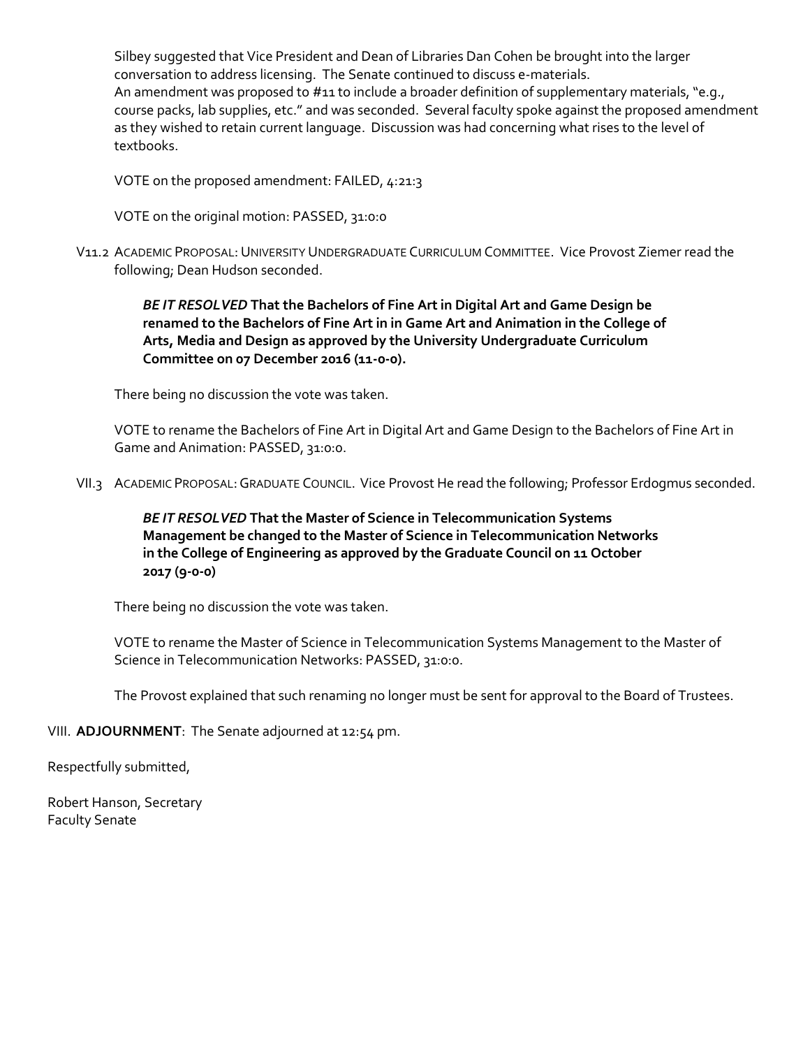Silbey suggested that Vice President and Dean of Libraries Dan Cohen be brought into the larger conversation to address licensing. The Senate continued to discuss e-materials.
An amendment was proposed to #11 to include a broader definition of supplementary materials, "e.g., course packs, lab supplies, etc." and was seconded. Several faculty spoke against the proposed amendment as they wished to retain current language. Discussion was had concerning what rises to the level of textbooks.

VOTE on the proposed amendment: FAILED, 4:21:3

VOTE on the original motion: PASSED, 31:0:0

V11.2 ACADEMIC PROPOSAL: UNIVERSITY UNDERGRADUATE CURRICULUM COMMITTEE. Vice Provost Ziemer read the following; Dean Hudson seconded.

> ***BE IT RESOLVED* That the Bachelors of Fine Art in Digital Art and Game Design be renamed to the Bachelors of Fine Art in in Game Art and Animation in the College of Arts, Media and Design as approved by the University Undergraduate Curriculum Committee on 07 December 2016 (11-0-0).**

There being no discussion the vote was taken.

VOTE to rename the Bachelors of Fine Art in Digital Art and Game Design to the Bachelors of Fine Art in Game and Animation: PASSED, 31:0:0.

VII.3 ACADEMIC PROPOSAL: GRADUATE COUNCIL. Vice Provost He read the following; Professor Erdogmus seconded.

> ***BE IT RESOLVED* That the Master of Science in Telecommunication Systems Management be changed to the Master of Science in Telecommunication Networks in the College of Engineering as approved by the Graduate Council on 11 October 2017 (9-0-0)**

There being no discussion the vote was taken.

VOTE to rename the Master of Science in Telecommunication Systems Management to the Master of Science in Telecommunication Networks: PASSED, 31:0:0.

The Provost explained that such renaming no longer must be sent for approval to the Board of Trustees.

VIII. **ADJOURNMENT**: The Senate adjourned at 12:54 pm.

Respectfully submitted,

Robert Hanson, Secretary
Faculty Senate